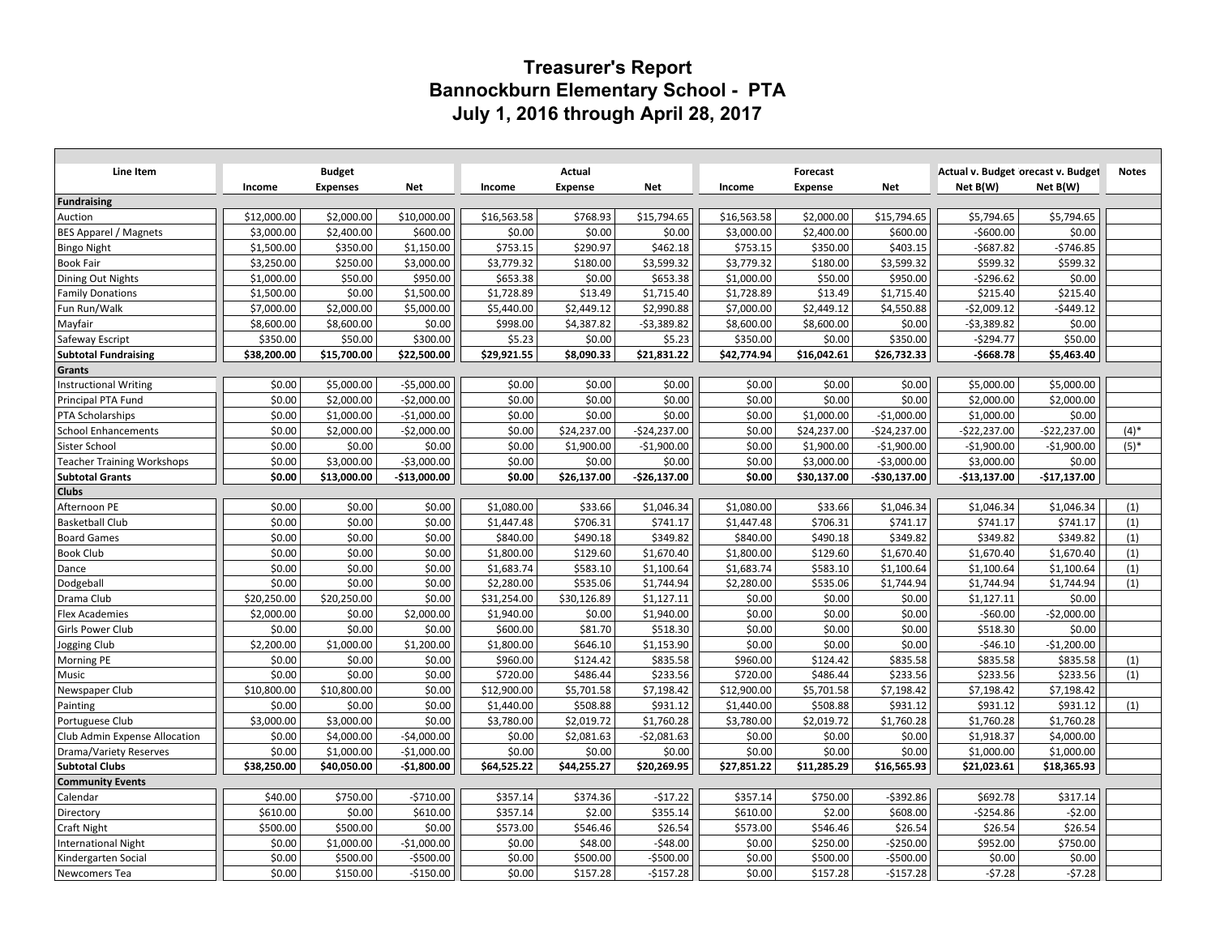# Treasurer's Report
# Bannockburn Elementary School - PTA
# July 1, 2016 through April 28, 2017

| Line Item | Budget | | | Actual | | | Forecast | | | Actual v. Budget | Forecast v. Budget | Notes |
|---|---|---|---|---|---|---|---|---|---|---|---|---|
| | Income | Expenses | Net | Income | Expense | Net | Income | Expense | Net | Net B(W) | Net B(W) | |
| **Fundraising** | | | | | | | | | | | | |
| Auction | $12,000.00 | $2,000.00 | $10,000.00 | $16,563.58 | $768.93 | $15,794.65 | $16,563.58 | $2,000.00 | $15,794.65 | $5,794.65 | $5,794.65 | |
| BES Apparel / Magnets | $3,000.00 | $2,400.00 | $600.00 | $0.00 | $0.00 | $0.00 | $3,000.00 | $2,400.00 | $600.00 | -$600.00 | $0.00 | |
| Bingo Night | $1,500.00 | $350.00 | $1,150.00 | $753.15 | $290.97 | $462.18 | $753.15 | $350.00 | $403.15 | -$687.82 | -$746.85 | |
| Book Fair | $3,250.00 | $250.00 | $3,000.00 | $3,779.32 | $180.00 | $3,599.32 | $3,779.32 | $180.00 | $3,599.32 | $599.32 | $599.32 | |
| Dining Out Nights | $1,000.00 | $50.00 | $950.00 | $653.38 | $0.00 | $653.38 | $1,000.00 | $50.00 | $950.00 | -$296.62 | $0.00 | |
| Family Donations | $1,500.00 | $0.00 | $1,500.00 | $1,728.89 | $13.49 | $1,715.40 | $1,728.89 | $13.49 | $1,715.40 | $215.40 | $215.40 | |
| Fun Run/Walk | $7,000.00 | $2,000.00 | $5,000.00 | $5,440.00 | $2,449.12 | $2,990.88 | $7,000.00 | $2,449.12 | $4,550.88 | -$2,009.12 | -$449.12 | |
| Mayfair | $8,600.00 | $8,600.00 | $0.00 | $998.00 | $4,387.82 | -$3,389.82 | $8,600.00 | $8,600.00 | $0.00 | -$3,389.82 | $0.00 | |
| Safeway Escript | $350.00 | $50.00 | $300.00 | $5.23 | $0.00 | $5.23 | $350.00 | $0.00 | $350.00 | -$294.77 | $50.00 | |
| **Subtotal Fundraising** | **$38,200.00** | **$15,700.00** | **$22,500.00** | **$29,921.55** | **$8,090.33** | **$21,831.22** | **$42,774.94** | **$16,042.61** | **$26,732.33** | **-$668.78** | **$5,463.40** | |
| **Grants** | | | | | | | | | | | | |
| Instructional Writing | $0.00 | $5,000.00 | -$5,000.00 | $0.00 | $0.00 | $0.00 | $0.00 | $0.00 | $0.00 | $5,000.00 | $5,000.00 | |
| Principal PTA Fund | $0.00 | $2,000.00 | -$2,000.00 | $0.00 | $0.00 | $0.00 | $0.00 | $0.00 | $0.00 | $2,000.00 | $2,000.00 | |
| PTA Scholarships | $0.00 | $1,000.00 | -$1,000.00 | $0.00 | $0.00 | $0.00 | $0.00 | $1,000.00 | -$1,000.00 | $1,000.00 | $0.00 | |
| School Enhancements | $0.00 | $2,000.00 | -$2,000.00 | $0.00 | $24,237.00 | -$24,237.00 | $0.00 | $24,237.00 | -$24,237.00 | -$22,237.00 | -$22,237.00 | (4)* |
| Sister School | $0.00 | $0.00 | $0.00 | $0.00 | $1,900.00 | -$1,900.00 | $0.00 | $1,900.00 | -$1,900.00 | -$1,900.00 | -$1,900.00 | (5)* |
| Teacher Training Workshops | $0.00 | $3,000.00 | -$3,000.00 | $0.00 | $0.00 | $0.00 | $0.00 | $3,000.00 | -$3,000.00 | $3,000.00 | $0.00 | |
| **Subtotal Grants** | **$0.00** | **$13,000.00** | **-$13,000.00** | **$0.00** | **$26,137.00** | **-$26,137.00** | **$0.00** | **$30,137.00** | **-$30,137.00** | **-$13,137.00** | **-$17,137.00** | |
| **Clubs** | | | | | | | | | | | | |
| Afternoon PE | $0.00 | $0.00 | $0.00 | $1,080.00 | $33.66 | $1,046.34 | $1,080.00 | $33.66 | $1,046.34 | $1,046.34 | $1,046.34 | (1) |
| Basketball Club | $0.00 | $0.00 | $0.00 | $1,447.48 | $706.31 | $741.17 | $1,447.48 | $706.31 | $741.17 | $741.17 | $741.17 | (1) |
| Board Games | $0.00 | $0.00 | $0.00 | $840.00 | $490.18 | $349.82 | $840.00 | $490.18 | $349.82 | $349.82 | $349.82 | (1) |
| Book Club | $0.00 | $0.00 | $0.00 | $1,800.00 | $129.60 | $1,670.40 | $1,800.00 | $129.60 | $1,670.40 | $1,670.40 | $1,670.40 | (1) |
| Dance | $0.00 | $0.00 | $0.00 | $1,683.74 | $583.10 | $1,100.64 | $1,683.74 | $583.10 | $1,100.64 | $1,100.64 | $1,100.64 | (1) |
| Dodgeball | $0.00 | $0.00 | $0.00 | $2,280.00 | $535.06 | $1,744.94 | $2,280.00 | $535.06 | $1,744.94 | $1,744.94 | $1,744.94 | (1) |
| Drama Club | $20,250.00 | $20,250.00 | $0.00 | $31,254.00 | $30,126.89 | $1,127.11 | $0.00 | $0.00 | $0.00 | $1,127.11 | $0.00 | |
| Flex Academies | $2,000.00 | $0.00 | $2,000.00 | $1,940.00 | $0.00 | $1,940.00 | $0.00 | $0.00 | $0.00 | -$60.00 | -$2,000.00 | |
| Girls Power Club | $0.00 | $0.00 | $0.00 | $600.00 | $81.70 | $518.30 | $0.00 | $0.00 | $0.00 | $518.30 | $0.00 | |
| Jogging Club | $2,200.00 | $1,000.00 | $1,200.00 | $1,800.00 | $646.10 | $1,153.90 | $0.00 | $0.00 | $0.00 | -$46.10 | -$1,200.00 | |
| Morning PE | $0.00 | $0.00 | $0.00 | $960.00 | $124.42 | $835.58 | $960.00 | $124.42 | $835.58 | $835.58 | $835.58 | (1) |
| Music | $0.00 | $0.00 | $0.00 | $720.00 | $486.44 | $233.56 | $720.00 | $486.44 | $233.56 | $233.56 | $233.56 | (1) |
| Newspaper Club | $10,800.00 | $10,800.00 | $0.00 | $12,900.00 | $5,701.58 | $7,198.42 | $12,900.00 | $5,701.58 | $7,198.42 | $7,198.42 | $7,198.42 | |
| Painting | $0.00 | $0.00 | $0.00 | $1,440.00 | $508.88 | $931.12 | $1,440.00 | $508.88 | $931.12 | $931.12 | $931.12 | (1) |
| Portuguese Club | $3,000.00 | $3,000.00 | $0.00 | $3,780.00 | $2,019.72 | $1,760.28 | $3,780.00 | $2,019.72 | $1,760.28 | $1,760.28 | $1,760.28 | |
| Club Admin Expense Allocation | $0.00 | $4,000.00 | -$4,000.00 | $0.00 | $2,081.63 | -$2,081.63 | $0.00 | $0.00 | $0.00 | $1,918.37 | $4,000.00 | |
| Drama/Variety Reserves | $0.00 | $1,000.00 | -$1,000.00 | $0.00 | $0.00 | $0.00 | $0.00 | $0.00 | $0.00 | $1,000.00 | $1,000.00 | |
| **Subtotal Clubs** | **$38,250.00** | **$40,050.00** | **-$1,800.00** | **$64,525.22** | **$44,255.27** | **$20,269.95** | **$27,851.22** | **$11,285.29** | **$16,565.93** | **$21,023.61** | **$18,365.93** | |
| **Community Events** | | | | | | | | | | | | |
| Calendar | $40.00 | $750.00 | -$710.00 | $357.14 | $374.36 | -$17.22 | $357.14 | $750.00 | -$392.86 | $692.78 | $317.14 | |
| Directory | $610.00 | $0.00 | $610.00 | $357.14 | $2.00 | $355.14 | $610.00 | $2.00 | $608.00 | -$254.86 | -$2.00 | |
| Craft Night | $500.00 | $500.00 | $0.00 | $573.00 | $546.46 | $26.54 | $573.00 | $546.46 | $26.54 | $26.54 | $26.54 | |
| International Night | $0.00 | $1,000.00 | -$1,000.00 | $0.00 | $48.00 | -$48.00 | $0.00 | $250.00 | -$250.00 | $952.00 | $750.00 | |
| Kindergarten Social | $0.00 | $500.00 | -$500.00 | $0.00 | $500.00 | -$500.00 | $0.00 | $500.00 | -$500.00 | $0.00 | $0.00 | |
| Newcomers Tea | $0.00 | $150.00 | -$150.00 | $0.00 | $157.28 | -$157.28 | $0.00 | $157.28 | -$157.28 | -$7.28 | -$7.28 | |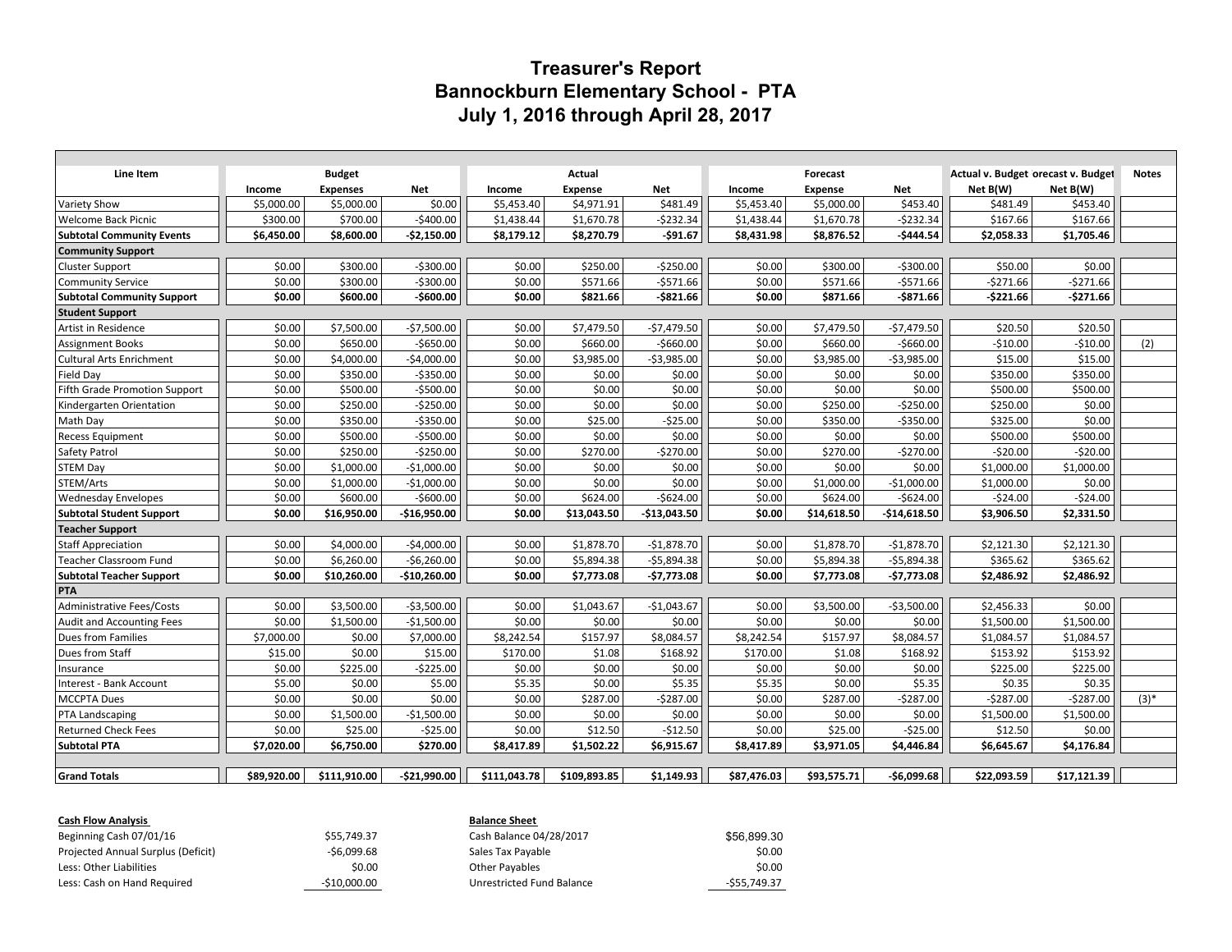# Treasurer's Report
# Bannockburn Elementary School - PTA
# July 1, 2016 through April 28, 2017

| Line Item | Budget | | | Actual | | | Forecast | | | Actual v. Budget | Forecast v. Budget | Notes |
|---|---|---|---|---|---|---|---|---|---|---|---|---|
| | Income | Expenses | Net | Income | Expense | Net | Income | Expense | Net | Net B(W) | Net B(W) | |
| Variety Show | $5,000.00 | $5,000.00 | $0.00 | $5,453.40 | $4,971.91 | $481.49 | $5,453.40 | $5,000.00 | $453.40 | $481.49 | $453.40 | |
| Welcome Back Picnic | $300.00 | $700.00 | -$400.00 | $1,438.44 | $1,670.78 | -$232.34 | $1,438.44 | $1,670.78 | -$232.34 | $167.66 | $167.66 | |
| **Subtotal Community Events** | **$6,450.00** | **$8,600.00** | **-$2,150.00** | **$8,179.12** | **$8,270.79** | **-$91.67** | **$8,431.98** | **$8,876.52** | **-$444.54** | **$2,058.33** | **$1,705.46** | |
| **Community Support** | | | | | | | | | | | | |
| Cluster Support | $0.00 | $300.00 | -$300.00 | $0.00 | $250.00 | -$250.00 | $0.00 | $300.00 | -$300.00 | $50.00 | $0.00 | |
| Community Service | $0.00 | $300.00 | -$300.00 | $0.00 | $571.66 | -$571.66 | $0.00 | $571.66 | -$571.66 | -$271.66 | -$271.66 | |
| **Subtotal Community Support** | **$0.00** | **$600.00** | **-$600.00** | **$0.00** | **$821.66** | **-$821.66** | **$0.00** | **$871.66** | **-$871.66** | **-$221.66** | **-$271.66** | |
| **Student Support** | | | | | | | | | | | | |
| Artist in Residence | $0.00 | $7,500.00 | -$7,500.00 | $0.00 | $7,479.50 | -$7,479.50 | $0.00 | $7,479.50 | -$7,479.50 | $20.50 | $20.50 | |
| Assignment Books | $0.00 | $650.00 | -$650.00 | $0.00 | $660.00 | -$660.00 | $0.00 | $660.00 | -$660.00 | -$10.00 | -$10.00 | (2) |
| Cultural Arts Enrichment | $0.00 | $4,000.00 | -$4,000.00 | $0.00 | $3,985.00 | -$3,985.00 | $0.00 | $3,985.00 | -$3,985.00 | $15.00 | $15.00 | |
| Field Day | $0.00 | $350.00 | -$350.00 | $0.00 | $0.00 | $0.00 | $0.00 | $0.00 | $0.00 | $350.00 | $350.00 | |
| Fifth Grade Promotion Support | $0.00 | $500.00 | -$500.00 | $0.00 | $0.00 | $0.00 | $0.00 | $0.00 | $0.00 | $500.00 | $500.00 | |
| Kindergarten Orientation | $0.00 | $250.00 | -$250.00 | $0.00 | $0.00 | $0.00 | $0.00 | $250.00 | -$250.00 | $250.00 | $0.00 | |
| Math Day | $0.00 | $350.00 | -$350.00 | $0.00 | $25.00 | -$25.00 | $0.00 | $350.00 | -$350.00 | $325.00 | $0.00 | |
| Recess Equipment | $0.00 | $500.00 | -$500.00 | $0.00 | $0.00 | $0.00 | $0.00 | $0.00 | $0.00 | $500.00 | $500.00 | |
| Safety Patrol | $0.00 | $250.00 | -$250.00 | $0.00 | $270.00 | -$270.00 | $0.00 | $270.00 | -$270.00 | -$20.00 | -$20.00 | |
| STEM Day | $0.00 | $1,000.00 | -$1,000.00 | $0.00 | $0.00 | $0.00 | $0.00 | $0.00 | $0.00 | $1,000.00 | $1,000.00 | |
| STEM/Arts | $0.00 | $1,000.00 | -$1,000.00 | $0.00 | $0.00 | $0.00 | $0.00 | $1,000.00 | -$1,000.00 | $1,000.00 | $0.00 | |
| Wednesday Envelopes | $0.00 | $600.00 | -$600.00 | $0.00 | $624.00 | -$624.00 | $0.00 | $624.00 | -$624.00 | -$24.00 | -$24.00 | |
| **Subtotal Student Support** | **$0.00** | **$16,950.00** | **-$16,950.00** | **$0.00** | **$13,043.50** | **-$13,043.50** | **$0.00** | **$14,618.50** | **-$14,618.50** | **$3,906.50** | **$2,331.50** | |
| **Teacher Support** | | | | | | | | | | | | |
| Staff Appreciation | $0.00 | $4,000.00 | -$4,000.00 | $0.00 | $1,878.70 | -$1,878.70 | $0.00 | $1,878.70 | -$1,878.70 | $2,121.30 | $2,121.30 | |
| Teacher Classroom Fund | $0.00 | $6,260.00 | -$6,260.00 | $0.00 | $5,894.38 | -$5,894.38 | $0.00 | $5,894.38 | -$5,894.38 | $365.62 | $365.62 | |
| **Subtotal Teacher Support** | **$0.00** | **$10,260.00** | **-$10,260.00** | **$0.00** | **$7,773.08** | **-$7,773.08** | **$0.00** | **$7,773.08** | **-$7,773.08** | **$2,486.92** | **$2,486.92** | |
| **PTA** | | | | | | | | | | | | |
| Administrative Fees/Costs | $0.00 | $3,500.00 | -$3,500.00 | $0.00 | $1,043.67 | -$1,043.67 | $0.00 | $3,500.00 | -$3,500.00 | $2,456.33 | $0.00 | |
| Audit and Accounting Fees | $0.00 | $1,500.00 | -$1,500.00 | $0.00 | $0.00 | $0.00 | $0.00 | $0.00 | $0.00 | $1,500.00 | $1,500.00 | |
| Dues from Families | $7,000.00 | $0.00 | $7,000.00 | $8,242.54 | $157.97 | $8,084.57 | $8,242.54 | $157.97 | $8,084.57 | $1,084.57 | $1,084.57 | |
| Dues from Staff | $15.00 | $0.00 | $15.00 | $170.00 | $1.08 | $168.92 | $170.00 | $1.08 | $168.92 | $153.92 | $153.92 | |
| Insurance | $0.00 | $225.00 | -$225.00 | $0.00 | $0.00 | $0.00 | $0.00 | $0.00 | $0.00 | $225.00 | $225.00 | |
| Interest - Bank Account | $5.00 | $0.00 | $5.00 | $5.35 | $0.00 | $5.35 | $5.35 | $0.00 | $5.35 | $0.35 | $0.35 | |
| MCCPTA Dues | $0.00 | $0.00 | $0.00 | $0.00 | $287.00 | -$287.00 | $0.00 | $287.00 | -$287.00 | -$287.00 | -$287.00 | (3)* |
| PTA Landscaping | $0.00 | $1,500.00 | -$1,500.00 | $0.00 | $0.00 | $0.00 | $0.00 | $0.00 | $0.00 | $1,500.00 | $1,500.00 | |
| Returned Check Fees | $0.00 | $25.00 | -$25.00 | $0.00 | $12.50 | -$12.50 | $0.00 | $25.00 | -$25.00 | $12.50 | $0.00 | |
| **Subtotal PTA** | **$7,020.00** | **$6,750.00** | **$270.00** | **$8,417.89** | **$1,502.22** | **$6,915.67** | **$8,417.89** | **$3,971.05** | **$4,446.84** | **$6,645.67** | **$4,176.84** | |
| **Grand Totals** | **$89,920.00** | **$111,910.00** | **-$21,990.00** | **$111,043.78** | **$109,893.85** | **$1,149.93** | **$87,476.03** | **$93,575.71** | **-$6,099.68** | **$22,093.59** | **$17,121.39** | |

**Cash Flow Analysis**

| | |
|---|---|
| Beginning Cash 07/01/16 | $55,749.37 |
| Projected Annual Surplus (Deficit) | -$6,099.68 |
| Less: Other Liabilities | $0.00 |
| Less: Cash on Hand Required | -$10,000.00 |

**Balance Sheet**

| | |
|---|---|
| Cash Balance 04/28/2017 | $56,899.30 |
| Sales Tax Payable | $0.00 |
| Other Payables | $0.00 |
| Unrestricted Fund Balance | -$55,749.37 |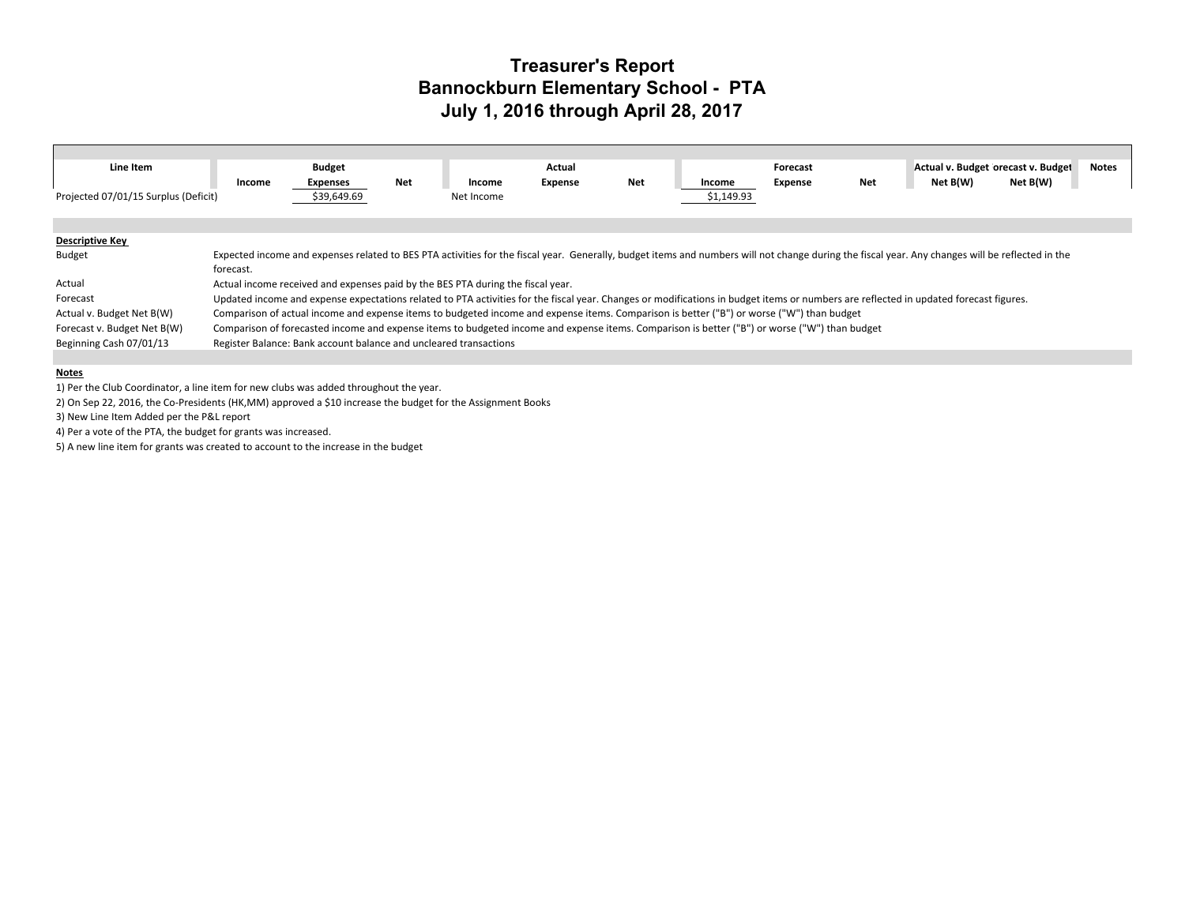# Treasurer's Report
## Bannockburn Elementary School - PTA
## July 1, 2016 through April 28, 2017

| Line Item | Budget | | | Actual | | | Forecast | | | Actual v. Budget | orecast v. Budget | Notes |
|---|---|---|---|---|---|---|---|---|---|---|---|---|
| | Income | Expenses | Net | Income | Expense | Net | Income | Expense | Net | Net B(W) | Net B(W) | |
| Projected 07/01/15 Surplus (Deficit) | | $39,649.69 | | Net Income | | | $1,149.93 | | | | | |

**Descriptive Key**

| | |
|---|---|
| Budget | Expected income and expenses related to BES PTA activities for the fiscal year. Generally, budget items and numbers will not change during the fiscal year. Any changes will be reflected in the forecast. |
| Actual | Actual income received and expenses paid by the BES PTA during the fiscal year. |
| Forecast | Updated income and expense expectations related to PTA activities for the fiscal year. Changes or modifications in budget items or numbers are reflected in updated forecast figures. |
| Actual v. Budget Net B(W) | Comparison of actual income and expense items to budgeted income and expense items. Comparison is better ("B") or worse ("W") than budget |
| Forecast v. Budget Net B(W) | Comparison of forecasted income and expense items to budgeted income and expense items. Comparison is better ("B") or worse ("W") than budget |
| Beginning Cash 07/01/13 | Register Balance: Bank account balance and uncleared transactions |

**Notes**

1) Per the Club Coordinator, a line item for new clubs was added throughout the year.
2) On Sep 22, 2016, the Co-Presidents (HK,MM) approved a $10 increase the budget for the Assignment Books
3) New Line Item Added per the P&L report
4) Per a vote of the PTA, the budget for grants was increased.
5) A new line item for grants was created to account to the increase in the budget